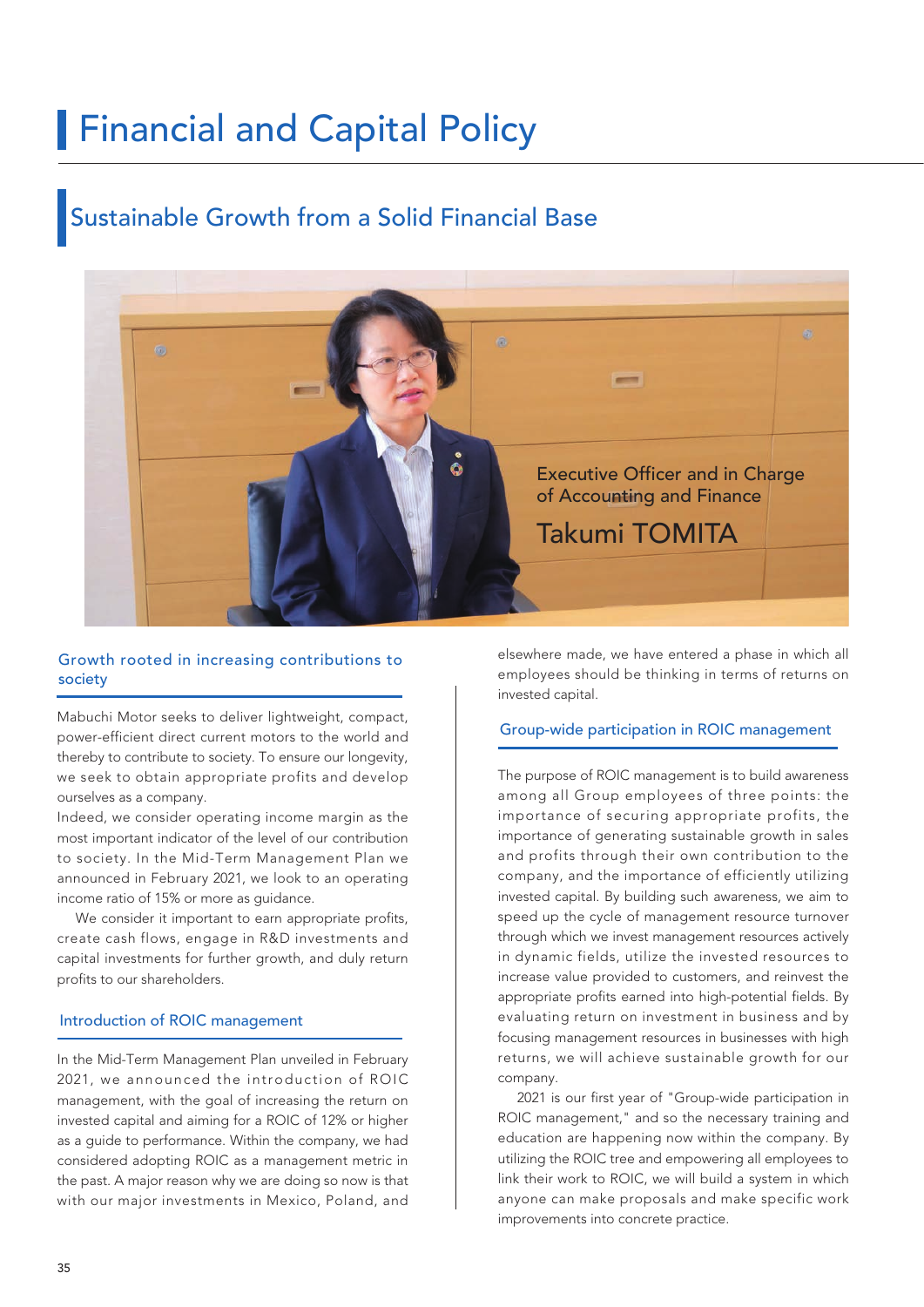# Financial and Capital Policy

## Sustainable Growth from a Solid Financial Base

Executive Officer and in Charge of Accounting and Finance

Takumi TOMITA

### Growth rooted in increasing contributions to society

Mabuchi Motor seeks to deliver lightweight, compact, power-efficient direct current motors to the world and thereby to contribute to society. To ensure our longevity, we seek to obtain appropriate profits and develop ourselves as a company.

Indeed, we consider operating income margin as the most important indicator of the level of our contribution to society. In the Mid-Term Management Plan we announced in February 2021, we look to an operating income ratio of 15% or more as guidance.

We consider it important to earn appropriate profits, create cash flows, engage in R&D investments and capital investments for further growth, and duly return profits to our shareholders.

### Introduction of ROIC management

In the Mid-Term Management Plan unveiled in February 2021, we announced the introduction of ROIC management, with the goal of increasing the return on invested capital and aiming for a ROIC of 12% or higher as a guide to performance. Within the company, we had considered adopting ROIC as a management metric in the past. A major reason why we are doing so now is that with our major investments in Mexico, Poland, and elsewhere made, we have entered a phase in which all employees should be thinking in terms of returns on invested capital.

### Group-wide participation in ROIC management

The purpose of ROIC management is to build awareness among all Group employees of three points: the importance of securing appropriate profits, the importance of generating sustainable growth in sales and profits through their own contribution to the company, and the importance of efficiently utilizing invested capital. By building such awareness, we aim to speed up the cycle of management resource turnover through which we invest management resources actively in dynamic fields, utilize the invested resources to increase value provided to customers, and reinvest the appropriate profits earned into high-potential fields. By evaluating return on investment in business and by focusing management resources in businesses with high returns, we will achieve sustainable growth for our company.

2021 is our first year of "Group-wide participation in ROIC management," and so the necessary training and education are happening now within the company. By utilizing the ROIC tree and empowering all employees to link their work to ROIC, we will build a system in which anyone can make proposals and make specific work improvements into concrete practice.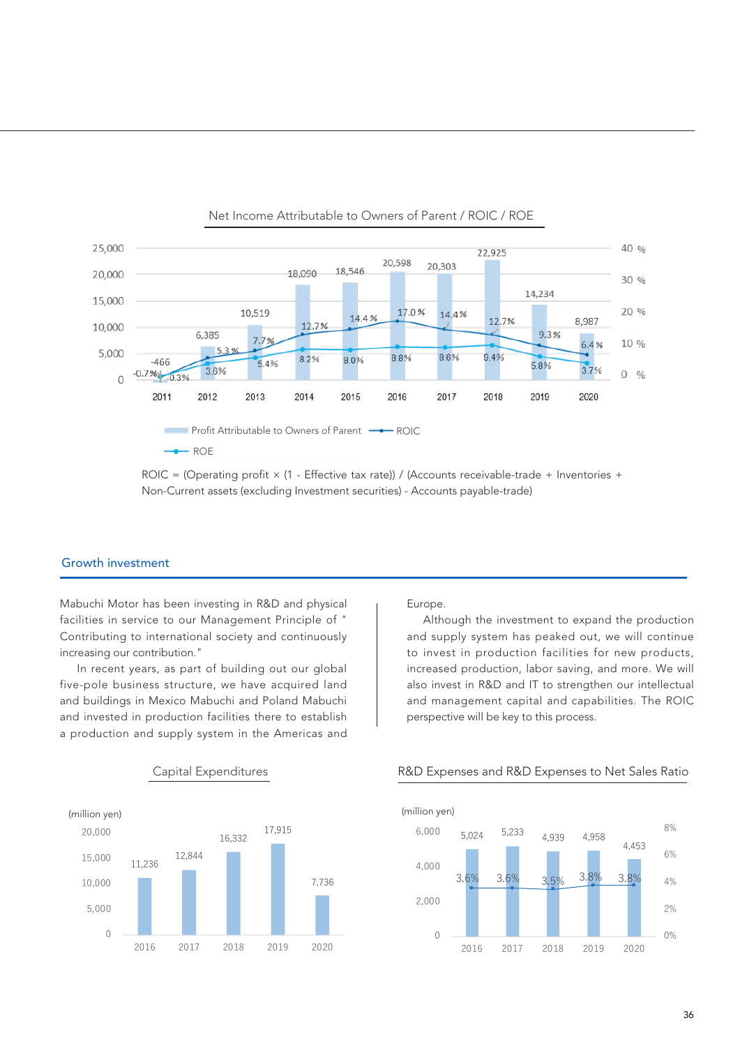### Net Income Attributable to Owners of Parent / ROIC / ROE

| | 2011 | 2012 | 2013 | 2014 | 2015 | 2016 | 2017 | 2018 | 2019 | 2020 |
|---|---|---|---|---|---|---|---|---|---|---|
| Profit Attributable to Owners of Parent | -466 | 6,385 | 10,519 | 18,090 | 18,546 | 20,598 | 20,303 | 22,925 | 14,234 | 8,987 |
| ROIC | -0.7% | 5.3% | 7.7% | 12.7% | 14.4% | 17.0% | 14.4% | 12.7% | 9.3% | 6.4% |
| ROE | -0.3% | 3.6% | 5.4% | 8.2% | 8.0% | 8.8% | 8.6% | 9.4% | 5.8% | 3.7% |

ROIC = (Operating profit × (1 - Effective tax rate)) / (Accounts receivable-trade + Inventories + Non-Current assets (excluding Investment securities) - Accounts payable-trade)

## Growth investment

Mabuchi Motor has been investing in R&D and physical facilities in service to our Management Principle of " Contributing to international society and continuously increasing our contribution."

In recent years, as part of building out our global five-pole business structure, we have acquired land and buildings in Mexico Mabuchi and Poland Mabuchi and invested in production facilities there to establish a production and supply system in the Americas and Europe.

Although the investment to expand the production and supply system has peaked out, we will continue to invest in production facilities for new products, increased production, labor saving, and more. We will also invest in R&D and IT to strengthen our intellectual and management capital and capabilities. The ROIC perspective will be key to this process.

### Capital Expenditures

(million yen)

| | 2016 | 2017 | 2018 | 2019 | 2020 |
|---|---|---|---|---|---|
| Capital Expenditures | 11,236 | 12,844 | 16,332 | 17,915 | 7,736 |

### R&D Expenses and R&D Expenses to Net Sales Ratio

(million yen)

| | 2016 | 2017 | 2018 | 2019 | 2020 |
|---|---|---|---|---|---|
| R&D Expenses | 5,024 | 5,233 | 4,939 | 4,958 | 4,453 |
| R&D Expenses to Net Sales Ratio | 3.6% | 3.6% | 3.5% | 3.8% | 3.8% |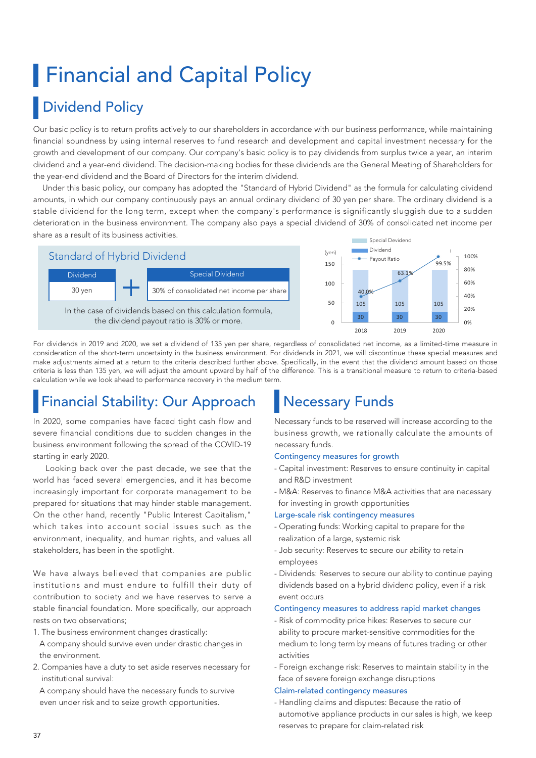# Financial and Capital Policy

## Dividend Policy

Our basic policy is to return profits actively to our shareholders in accordance with our business performance, while maintaining financial soundness by using internal reserves to fund research and development and capital investment necessary for the growth and development of our company. Our company's basic policy is to pay dividends from surplus twice a year, an interim dividend and a year-end dividend. The decision-making bodies for these dividends are the General Meeting of Shareholders for the year-end dividend and the Board of Directors for the interim dividend.

Under this basic policy, our company has adopted the "Standard of Hybrid Dividend" as the formula for calculating dividend amounts, in which our company continuously pays an annual ordinary dividend of 30 yen per share. The ordinary dividend is a stable dividend for the long term, except when the company's performance is significantly sluggish due to a sudden deterioration in the business environment. The company also pays a special dividend of 30% of consolidated net income per share as a result of its business activities.

**Standard of Hybrid Dividend**

| Dividend | + | Special Dividend |
|---|---|---|
| 30 yen | + | 30% of consolidated net income per share |

In the case of dividends based on this calculation formula, the dividend payout ratio is 30% or more.

| (yen) | 2018 | 2019 | 2020 |
|---|---|---|---|
| Dividend | 30 | 30 | 30 |
| Special Dividend | 105 | 105 | 105 |
| Payout Ratio | 40.0% | 63.1% | 99.5% |

For dividends in 2019 and 2020, we set a dividend of 135 yen per share, regardless of consolidated net income, as a limited-time measure in consideration of the short-term uncertainty in the business environment. For dividends in 2021, we will discontinue these special measures and make adjustments aimed at a return to the criteria described further above. Specifically, in the event that the dividend amount based on those criteria is less than 135 yen, we will adjust the amount upward by half of the difference. This is a transitional measure to return to criteria-based calculation while we look ahead to performance recovery in the medium term.

## Financial Stability: Our Approach

In 2020, some companies have faced tight cash flow and severe financial conditions due to sudden changes in the business environment following the spread of the COVID-19 starting in early 2020.

Looking back over the past decade, we see that the world has faced several emergencies, and it has become increasingly important for corporate management to be prepared for situations that may hinder stable management. On the other hand, recently "Public Interest Capitalism," which takes into account social issues such as the environment, inequality, and human rights, and values all stakeholders, has been in the spotlight.

We have always believed that companies are public institutions and must endure to fulfill their duty of contribution to society and we have reserves to serve a stable financial foundation. More specifically, our approach rests on two observations;

1. The business environment changes drastically:
   A company should survive even under drastic changes in the environment.
2. Companies have a duty to set aside reserves necessary for institutional survival:
   A company should have the necessary funds to survive even under risk and to seize growth opportunities.

## Necessary Funds

Necessary funds to be reserved will increase according to the business growth, we rationally calculate the amounts of necessary funds.

**Contingency measures for growth**

- Capital investment: Reserves to ensure continuity in capital and R&D investment
- M&A: Reserves to finance M&A activities that are necessary for investing in growth opportunities

**Large-scale risk contingency measures**

- Operating funds: Working capital to prepare for the realization of a large, systemic risk
- Job security: Reserves to secure our ability to retain employees
- Dividends: Reserves to secure our ability to continue paying dividends based on a hybrid dividend policy, even if a risk event occurs

**Contingency measures to address rapid market changes**

- Risk of commodity price hikes: Reserves to secure our ability to procure market-sensitive commodities for the medium to long term by means of futures trading or other activities
- Foreign exchange risk: Reserves to maintain stability in the face of severe foreign exchange disruptions

**Claim-related contingency measures**

- Handling claims and disputes: Because the ratio of automotive appliance products in our sales is high, we keep reserves to prepare for claim-related risk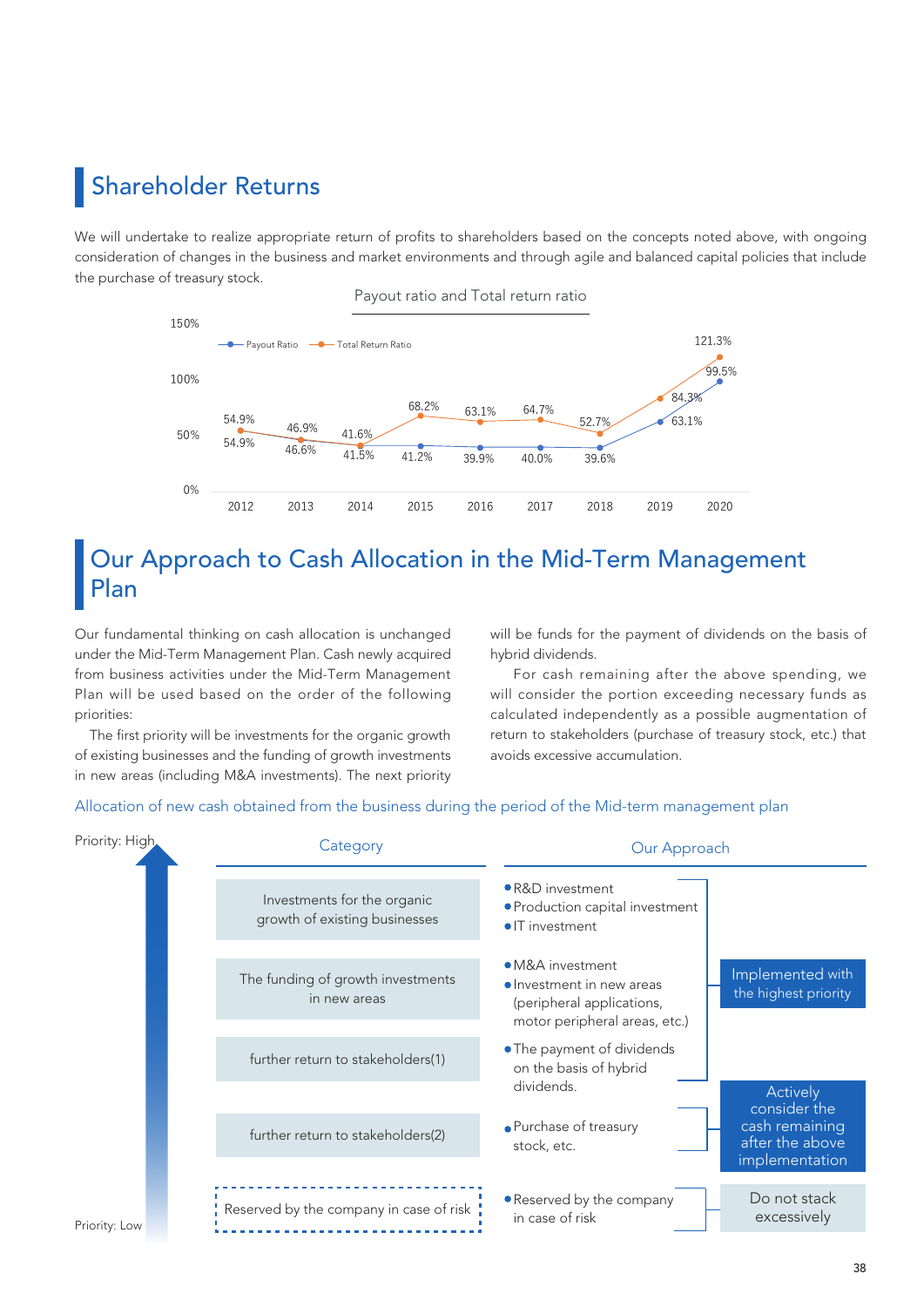## Shareholder Returns

We will undertake to realize appropriate return of profits to shareholders based on the concepts noted above, with ongoing consideration of changes in the business and market environments and through agile and balanced capital policies that include the purchase of treasury stock.

Payout ratio and Total return ratio

150%
100%
50%
0%

Payout Ratio
Total Return Ratio

2012 2013 2014 2015 2016 2017 2018 2019 2020

54.9% 46.9% 41.6% 68.2% 63.1% 64.7% 52.7% 84.3% 121.3%

54.9% 46.6% 41.5% 41.2% 39.9% 40.0% 39.6% 63.1% 99.5%

## Our Approach to Cash Allocation in the Mid-Term Management Plan

Our fundamental thinking on cash allocation is unchanged under the Mid-Term Management Plan. Cash newly acquired from business activities under the Mid-Term Management Plan will be used based on the order of the following priorities:

The first priority will be investments for the organic growth of existing businesses and the funding of growth investments in new areas (including M&A investments). The next priority will be funds for the payment of dividends on the basis of hybrid dividends.

For cash remaining after the above spending, we will consider the portion exceeding necessary funds as calculated independently as a possible augmentation of return to stakeholders (purchase of treasury stock, etc.) that avoids excessive accumulation.

Allocation of new cash obtained from the business during the period of the Mid-term management plan

Priority: High

Priority: Low

| Category | Our Approach | |
|---|---|---|
| Investments for the organic growth of existing businesses | ● R&D investment<br>● Production capital investment<br>● IT investment | Implemented with the highest priority |
| The funding of growth investments in new areas | ● M&A investment<br>● Investment in new areas (peripheral applications, motor peripheral areas, etc.) | |
| further return to stakeholders(1) | ● The payment of dividends on the basis of hybrid dividends. | |
| further return to stakeholders(2) | ● Purchase of treasury stock, etc. | Actively consider the cash remaining after the above implementation |
| Reserved by the company in case of risk | ● Reserved by the company in case of risk | Do not stack excessively |